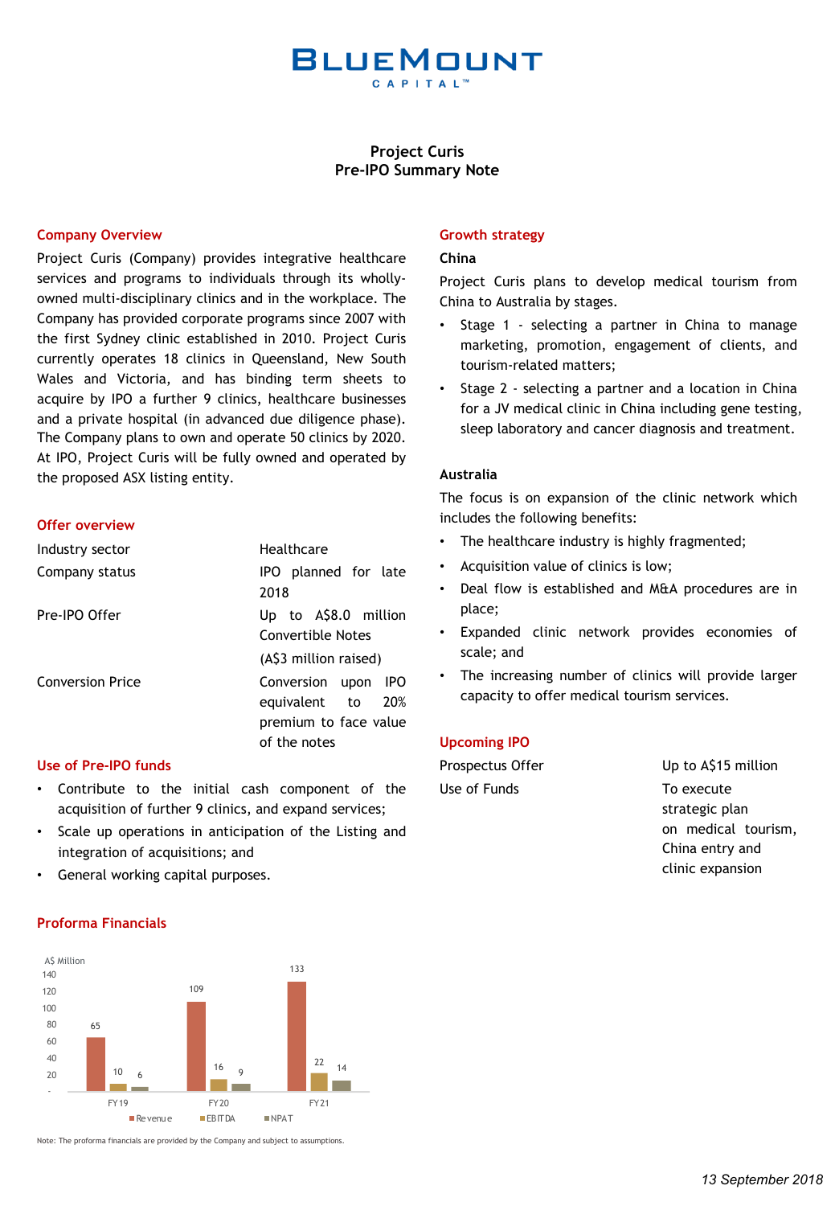# BLUEMOUNT CAPITAL™

## Project Curis
## Pre-IPO Summary Note

### Company Overview

Project Curis (Company) provides integrative healthcare services and programs to individuals through its wholly-owned multi-disciplinary clinics and in the workplace. The Company has provided corporate programs since 2007 with the first Sydney clinic established in 2010. Project Curis currently operates 18 clinics in Queensland, New South Wales and Victoria, and has binding term sheets to acquire by IPO a further 9 clinics, healthcare businesses and a private hospital (in advanced due diligence phase). The Company plans to own and operate 50 clinics by 2020. At IPO, Project Curis will be fully owned and operated by the proposed ASX listing entity.

### Offer overview

| | |
|---|---|
| Industry sector | Healthcare |
| Company status | IPO planned for late 2018 |
| Pre-IPO Offer | Up to A$8.0 million Convertible Notes (A$3 million raised) |
| Conversion Price | Conversion upon IPO equivalent to 20% premium to face value of the notes |

### Use of Pre-IPO funds

- Contribute to the initial cash component of the acquisition of further 9 clinics, and expand services;
- Scale up operations in anticipation of the Listing and integration of acquisitions; and
- General working capital purposes.

### Proforma Financials

A$ Million

| | Revenue | EBITDA | NPAT |
|---|---|---|---|
| FY19 | 65 | 10 | 6 |
| FY20 | 109 | 16 | 9 |
| FY21 | 133 | 22 | 14 |

Note: The proforma financials are provided by the Company and subject to assumptions.

### Growth strategy

**China**

Project Curis plans to develop medical tourism from China to Australia by stages.

- Stage 1 - selecting a partner in China to manage marketing, promotion, engagement of clients, and tourism-related matters;
- Stage 2 - selecting a partner and a location in China for a JV medical clinic in China including gene testing, sleep laboratory and cancer diagnosis and treatment.

**Australia**

The focus is on expansion of the clinic network which includes the following benefits:

- The healthcare industry is highly fragmented;
- Acquisition value of clinics is low;
- Deal flow is established and M&A procedures are in place;
- Expanded clinic network provides economies of scale; and
- The increasing number of clinics will provide larger capacity to offer medical tourism services.

### Upcoming IPO

| | |
|---|---|
| Prospectus Offer | Up to A$15 million |
| Use of Funds | To execute strategic plan on medical tourism, China entry and clinic expansion |

*13 September 2018*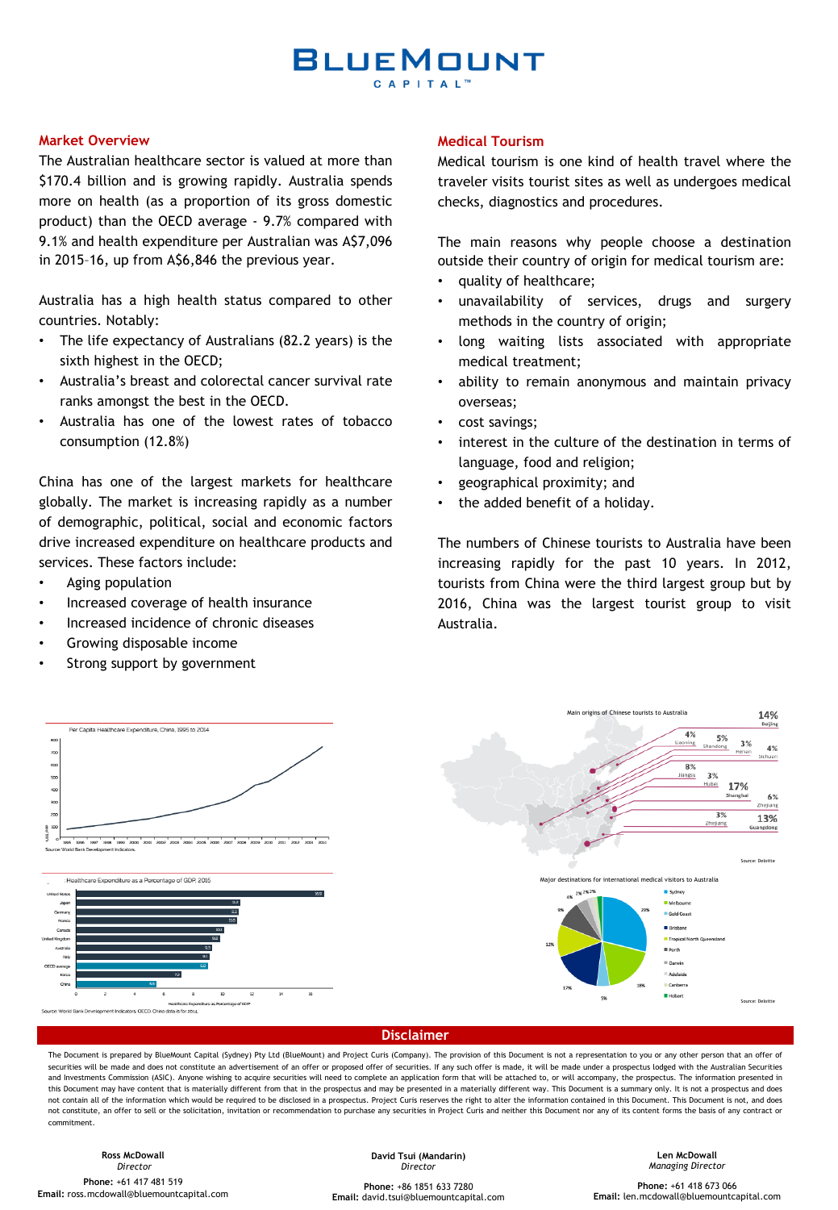# BLUEMOUNT CAPITAL™

## Market Overview

The Australian healthcare sector is valued at more than $170.4 billion and is growing rapidly. Australia spends more on health (as a proportion of its gross domestic product) than the OECD average - 9.7% compared with 9.1% and health expenditure per Australian was A$7,096 in 2015–16, up from A$6,846 the previous year.

Australia has a high health status compared to other countries. Notably:

- The life expectancy of Australians (82.2 years) is the sixth highest in the OECD;
- Australia's breast and colorectal cancer survival rate ranks amongst the best in the OECD.
- Australia has one of the lowest rates of tobacco consumption (12.8%)

China has one of the largest markets for healthcare globally. The market is increasing rapidly as a number of demographic, political, social and economic factors drive increased expenditure on healthcare products and services. These factors include:

- Aging population
- Increased coverage of health insurance
- Increased incidence of chronic diseases
- Growing disposable income
- Strong support by government

## Medical Tourism

Medical tourism is one kind of health travel where the traveler visits tourist sites as well as undergoes medical checks, diagnostics and procedures.

The main reasons why people choose a destination outside their country of origin for medical tourism are:

- quality of healthcare;
- unavailability of services, drugs and surgery methods in the country of origin;
- long waiting lists associated with appropriate medical treatment;
- ability to remain anonymous and maintain privacy overseas;
- cost savings;
- interest in the culture of the destination in terms of language, food and religion;
- geographical proximity; and
- the added benefit of a holiday.

The numbers of Chinese tourists to Australia have been increasing rapidly for the past 10 years. In 2012, tourists from China were the third largest group but by 2016, China was the largest tourist group to visit Australia.

Per Capita Healthcare Expenditure, China, 1995 to 2014

Source: World Bank Development Indicators

Healthcare Expenditure as a Percentage of GDP, 2015

United States, Japan, Germany, France, Canada, United Kingdom, Australia, Italy, OECD average, Korea, China

16.9, 11.2, 11.1, 11.0, 10.1, 9.8, 9.3, 9.1, 9.0, 7.2, 5.5

Healthcare Expenditure as Percentage of GDP

Source: World Bank Development Indicators, OECD. China data is for 2014.

Main origins of Chinese tourists to Australia

14% Beijing
4% Liaoning
5% Shandong
3% Henan
4% Sichuan
8% Jiangsu
3% Hubei
17% Shanghai
6% Zhejiang
3% Zhejiang
13% Guangdong

Source: Deloitte

Major destinations for international medical visitors to Australia

Sydney, Melbourne, Gold Coast, Brisbane, Tropical North Queensland, Perth, Darwin, Adelaide, Canberra, Hobart

29%, 18%, 5%, 17%, 12%, 9%, 4%, 2%, 2%, 2%

Source: Deloitte

## Disclaimer

The Document is prepared by BlueMount Capital (Sydney) Pty Ltd (BlueMount) and Project Curis (Company). The provision of this Document is not a representation to you or any other person that an offer of securities will be made and does not constitute an advertisement of an offer or proposed offer of securities. If any such offer is made, it will be made under a prospectus lodged with the Australian Securities and Investments Commission (ASIC). Anyone wishing to acquire securities will need to complete an application form that will be attached to, or will accompany, the prospectus. The information presented in this Document may have content that is materially different from that in the prospectus and may be presented in a materially different way. This Document is a summary only. It is not a prospectus and does not contain all of the information which would be required to be disclosed in a prospectus. Project Curis reserves the right to alter the information contained in this Document. This Document is not, and does not constitute, an offer to sell or the solicitation, invitation or recommendation to purchase any securities in Project Curis and neither this Document nor any of its content forms the basis of any contract or commitment.

**Ross McDowall**
*Director*
**Phone:** +61 417 481 519
**Email:** ross.mcdowall@bluemountcapital.com

**David Tsui (Mandarin)**
*Director*
**Phone:** +86 1851 633 7280
**Email:** david.tsui@bluemountcapital.com

**Len McDowall**
*Managing Director*
**Phone:** +61 418 673 066
**Email:** len.mcdowall@bluemountcapital.com